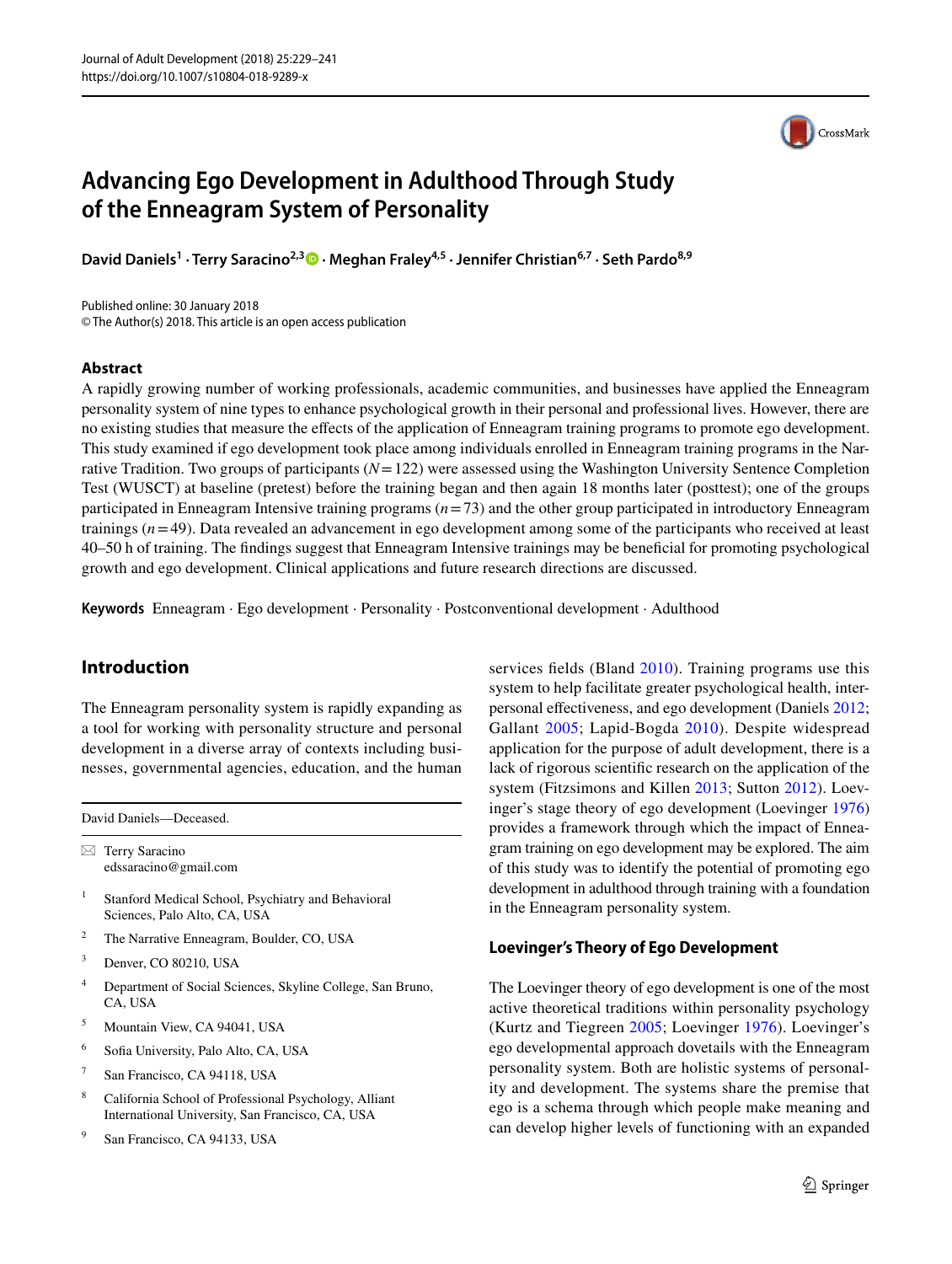# Advancing Ego Development in Adulthood Through Study of the Enneagram System of Personality

**David Daniels[1] · Terry Saracino[2,3] · Meghan Fraley[4,5] · Jennifer Christian[6,7] · Seth Pardo[8,9]**

Published online: 30 January 2018
© The Author(s) 2018. This article is an open access publication

## Abstract

A rapidly growing number of working professionals, academic communities, and businesses have applied the Enneagram personality system of nine types to enhance psychological growth in their personal and professional lives. However, there are no existing studies that measure the effects of the application of Enneagram training programs to promote ego development. This study examined if ego development took place among individuals enrolled in Enneagram training programs in the Narrative Tradition. Two groups of participants ($N = 122$) were assessed using the Washington University Sentence Completion Test (WUSCT) at baseline (pretest) before the training began and then again 18 months later (posttest); one of the groups participated in Enneagram Intensive training programs ($n = 73$) and the other group participated in introductory Enneagram trainings ($n = 49$). Data revealed an advancement in ego development among some of the participants who received at least 40–50 h of training. The findings suggest that Enneagram Intensive trainings may be beneficial for promoting psychological growth and ego development. Clinical applications and future research directions are discussed.

**Keywords** Enneagram · Ego development · Personality · Postconventional development · Adulthood

## Introduction

The Enneagram personality system is rapidly expanding as a tool for working with personality structure and personal development in a diverse array of contexts including businesses, governmental agencies, education, and the human services fields (Bland 2010). Training programs use this system to help facilitate greater psychological health, interpersonal effectiveness, and ego development (Daniels 2012; Gallant 2005; Lapid-Bogda 2010). Despite widespread application for the purpose of adult development, there is a lack of rigorous scientific research on the application of the system (Fitzsimons and Killen 2013; Sutton 2012). Loevinger's stage theory of ego development (Loevinger 1976) provides a framework through which the impact of Enneagram training on ego development may be explored. The aim of this study was to identify the potential of promoting ego development in adulthood through training with a foundation in the Enneagram personality system.

### Loevinger's Theory of Ego Development

The Loevinger theory of ego development is one of the most active theoretical traditions within personality psychology (Kurtz and Tiegreen 2005; Loevinger 1976). Loevinger's ego developmental approach dovetails with the Enneagram personality system. Both are holistic systems of personality and development. The systems share the premise that ego is a schema through which people make meaning and can develop higher levels of functioning with an expanded

---

David Daniels—Deceased.

✉ Terry Saracino
edssaracino@gmail.com

1 Stanford Medical School, Psychiatry and Behavioral Sciences, Palo Alto, CA, USA

2 The Narrative Enneagram, Boulder, CO, USA

3 Denver, CO 80210, USA

4 Department of Social Sciences, Skyline College, San Bruno, CA, USA

5 Mountain View, CA 94041, USA

6 Sofia University, Palo Alto, CA, USA

7 San Francisco, CA 94118, USA

8 California School of Professional Psychology, Alliant International University, San Francisco, CA, USA

9 San Francisco, CA 94133, USA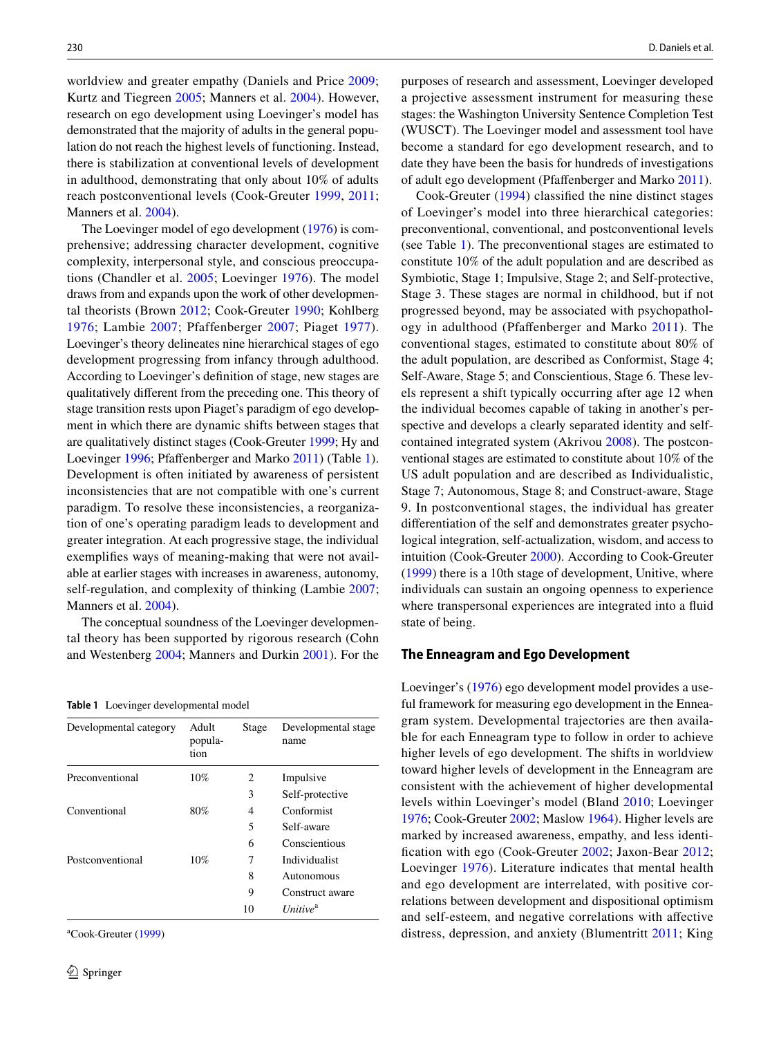worldview and greater empathy (Daniels and Price 2009; Kurtz and Tiegreen 2005; Manners et al. 2004). However, research on ego development using Loevinger's model has demonstrated that the majority of adults in the general population do not reach the highest levels of functioning. Instead, there is stabilization at conventional levels of development in adulthood, demonstrating that only about 10% of adults reach postconventional levels (Cook-Greuter 1999, 2011; Manners et al. 2004).

The Loevinger model of ego development (1976) is comprehensive; addressing character development, cognitive complexity, interpersonal style, and conscious preoccupations (Chandler et al. 2005; Loevinger 1976). The model draws from and expands upon the work of other developmental theorists (Brown 2012; Cook-Greuter 1990; Kohlberg 1976; Lambie 2007; Pfaffenberger 2007; Piaget 1977). Loevinger's theory delineates nine hierarchical stages of ego development progressing from infancy through adulthood. According to Loevinger's definition of stage, new stages are qualitatively different from the preceding one. This theory of stage transition rests upon Piaget's paradigm of ego development in which there are dynamic shifts between stages that are qualitatively distinct stages (Cook-Greuter 1999; Hy and Loevinger 1996; Pfaffenberger and Marko 2011) (Table 1). Development is often initiated by awareness of persistent inconsistencies that are not compatible with one's current paradigm. To resolve these inconsistencies, a reorganization of one's operating paradigm leads to development and greater integration. At each progressive stage, the individual exemplifies ways of meaning-making that were not available at earlier stages with increases in awareness, autonomy, self-regulation, and complexity of thinking (Lambie 2007; Manners et al. 2004).

The conceptual soundness of the Loevinger developmental theory has been supported by rigorous research (Cohn and Westenberg 2004; Manners and Durkin 2001). For the purposes of research and assessment, Loevinger developed a projective assessment instrument for measuring these stages: the Washington University Sentence Completion Test (WUSCT). The Loevinger model and assessment tool have become a standard for ego development research, and to date they have been the basis for hundreds of investigations of adult ego development (Pfaffenberger and Marko 2011).

Cook-Greuter (1994) classified the nine distinct stages of Loevinger's model into three hierarchical categories: preconventional, conventional, and postconventional levels (see Table 1). The preconventional stages are estimated to constitute 10% of the adult population and are described as Symbiotic, Stage 1; Impulsive, Stage 2; and Self-protective, Stage 3. These stages are normal in childhood, but if not progressed beyond, may be associated with psychopathology in adulthood (Pfaffenberger and Marko 2011). The conventional stages, estimated to constitute about 80% of the adult population, are described as Conformist, Stage 4; Self-Aware, Stage 5; and Conscientious, Stage 6. These levels represent a shift typically occurring after age 12 when the individual becomes capable of taking in another's perspective and develops a clearly separated identity and self-contained integrated system (Akrivou 2008). The postconventional stages are estimated to constitute about 10% of the US adult population and are described as Individualistic, Stage 7; Autonomous, Stage 8; and Construct-aware, Stage 9. In postconventional stages, the individual has greater differentiation of the self and demonstrates greater psychological integration, self-actualization, wisdom, and access to intuition (Cook-Greuter 2000). According to Cook-Greuter (1999) there is a 10th stage of development, Unitive, where individuals can sustain an ongoing openness to experience where transpersonal experiences are integrated into a fluid state of being.

**Table 1** Loevinger developmental model

| Developmental category | Adult population | Stage | Developmental stage name |
|---|---|---|---|
| Preconventional | 10% | 2 | Impulsive |
| | | 3 | Self-protective |
| Conventional | 80% | 4 | Conformist |
| | | 5 | Self-aware |
| | | 6 | Conscientious |
| Postconventional | 10% | 7 | Individualist |
| | | 8 | Autonomous |
| | | 9 | Construct aware |
| | | 10 | *Unitive*[a] |

[a]Cook-Greuter (1999)

## The Enneagram and Ego Development

Loevinger's (1976) ego development model provides a useful framework for measuring ego development in the Enneagram system. Developmental trajectories are then available for each Enneagram type to follow in order to achieve higher levels of ego development. The shifts in worldview toward higher levels of development in the Enneagram are consistent with the achievement of higher developmental levels within Loevinger's model (Bland 2010; Loevinger 1976; Cook-Greuter 2002; Maslow 1964). Higher levels are marked by increased awareness, empathy, and less identification with ego (Cook-Greuter 2002; Jaxon-Bear 2012; Loevinger 1976). Literature indicates that mental health and ego development are interrelated, with positive correlations between development and dispositional optimism and self-esteem, and negative correlations with affective distress, depression, and anxiety (Blumentritt 2011; King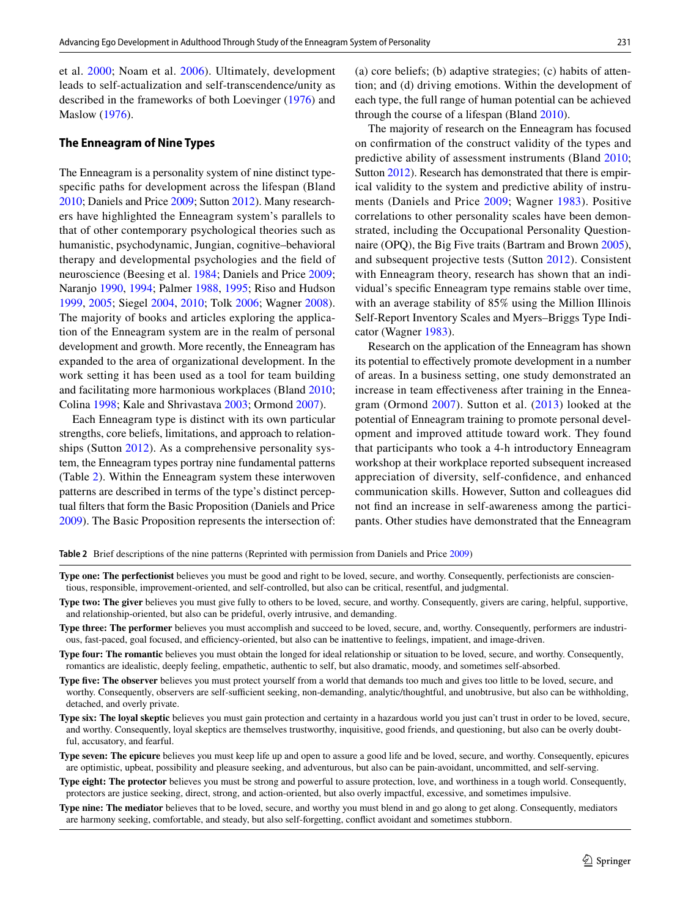et al. 2000; Noam et al. 2006). Ultimately, development leads to self-actualization and self-transcendence/unity as described in the frameworks of both Loevinger (1976) and Maslow (1976).

### The Enneagram of Nine Types

The Enneagram is a personality system of nine distinct type-specific paths for development across the lifespan (Bland 2010; Daniels and Price 2009; Sutton 2012). Many researchers have highlighted the Enneagram system's parallels to that of other contemporary psychological theories such as humanistic, psychodynamic, Jungian, cognitive–behavioral therapy and developmental psychologies and the field of neuroscience (Beesing et al. 1984; Daniels and Price 2009; Naranjo 1990, 1994; Palmer 1988, 1995; Riso and Hudson 1999, 2005; Siegel 2004, 2010; Tolk 2006; Wagner 2008). The majority of books and articles exploring the application of the Enneagram system are in the realm of personal development and growth. More recently, the Enneagram has expanded to the area of organizational development. In the work setting it has been used as a tool for team building and facilitating more harmonious workplaces (Bland 2010; Colina 1998; Kale and Shrivastava 2003; Ormond 2007).

Each Enneagram type is distinct with its own particular strengths, core beliefs, limitations, and approach to relationships (Sutton 2012). As a comprehensive personality system, the Enneagram types portray nine fundamental patterns (Table 2). Within the Enneagram system these interwoven patterns are described in terms of the type's distinct perceptual filters that form the Basic Proposition (Daniels and Price 2009). The Basic Proposition represents the intersection of: (a) core beliefs; (b) adaptive strategies; (c) habits of attention; and (d) driving emotions. Within the development of each type, the full range of human potential can be achieved through the course of a lifespan (Bland 2010).

The majority of research on the Enneagram has focused on confirmation of the construct validity of the types and predictive ability of assessment instruments (Bland 2010; Sutton 2012). Research has demonstrated that there is empirical validity to the system and predictive ability of instruments (Daniels and Price 2009; Wagner 1983). Positive correlations to other personality scales have been demonstrated, including the Occupational Personality Questionnaire (OPQ), the Big Five traits (Bartram and Brown 2005), and subsequent projective tests (Sutton 2012). Consistent with Enneagram theory, research has shown that an individual's specific Enneagram type remains stable over time, with an average stability of 85% using the Million Illinois Self-Report Inventory Scales and Myers–Briggs Type Indicator (Wagner 1983).

Research on the application of the Enneagram has shown its potential to effectively promote development in a number of areas. In a business setting, one study demonstrated an increase in team effectiveness after training in the Enneagram (Ormond 2007). Sutton et al. (2013) looked at the potential of Enneagram training to promote personal development and improved attitude toward work. They found that participants who took a 4-h introductory Enneagram workshop at their workplace reported subsequent increased appreciation of diversity, self-confidence, and enhanced communication skills. However, Sutton and colleagues did not find an increase in self-awareness among the participants. Other studies have demonstrated that the Enneagram

**Table 2** Brief descriptions of the nine patterns (Reprinted with permission from Daniels and Price 2009)

**Type one: The perfectionist** believes you must be good and right to be loved, secure, and worthy. Consequently, perfectionists are conscientious, responsible, improvement-oriented, and self-controlled, but also can be critical, resentful, and judgmental.

**Type two: The giver** believes you must give fully to others to be loved, secure, and worthy. Consequently, givers are caring, helpful, supportive, and relationship-oriented, but also can be prideful, overly intrusive, and demanding.

**Type three: The performer** believes you must accomplish and succeed to be loved, secure, and, worthy. Consequently, performers are industrious, fast-paced, goal focused, and efficiency-oriented, but also can be inattentive to feelings, impatient, and image-driven.

**Type four: The romantic** believes you must obtain the longed for ideal relationship or situation to be loved, secure, and worthy. Consequently, romantics are idealistic, deeply feeling, empathetic, authentic to self, but also dramatic, moody, and sometimes self-absorbed.

**Type five: The observer** believes you must protect yourself from a world that demands too much and gives too little to be loved, secure, and worthy. Consequently, observers are self-sufficient seeking, non-demanding, analytic/thoughtful, and unobtrusive, but also can be withholding, detached, and overly private.

**Type six: The loyal skeptic** believes you must gain protection and certainty in a hazardous world you just can't trust in order to be loved, secure, and worthy. Consequently, loyal skeptics are themselves trustworthy, inquisitive, good friends, and questioning, but also can be overly doubtful, accusatory, and fearful.

**Type seven: The epicure** believes you must keep life up and open to assure a good life and be loved, secure, and worthy. Consequently, epicures are optimistic, upbeat, possibility and pleasure seeking, and adventurous, but also can be pain-avoidant, uncommitted, and self-serving.

**Type eight: The protector** believes you must be strong and powerful to assure protection, love, and worthiness in a tough world. Consequently, protectors are justice seeking, direct, strong, and action-oriented, but also overly impactful, excessive, and sometimes impulsive.

**Type nine: The mediator** believes that to be loved, secure, and worthy you must blend in and go along to get along. Consequently, mediators are harmony seeking, comfortable, and steady, but also self-forgetting, conflict avoidant and sometimes stubborn.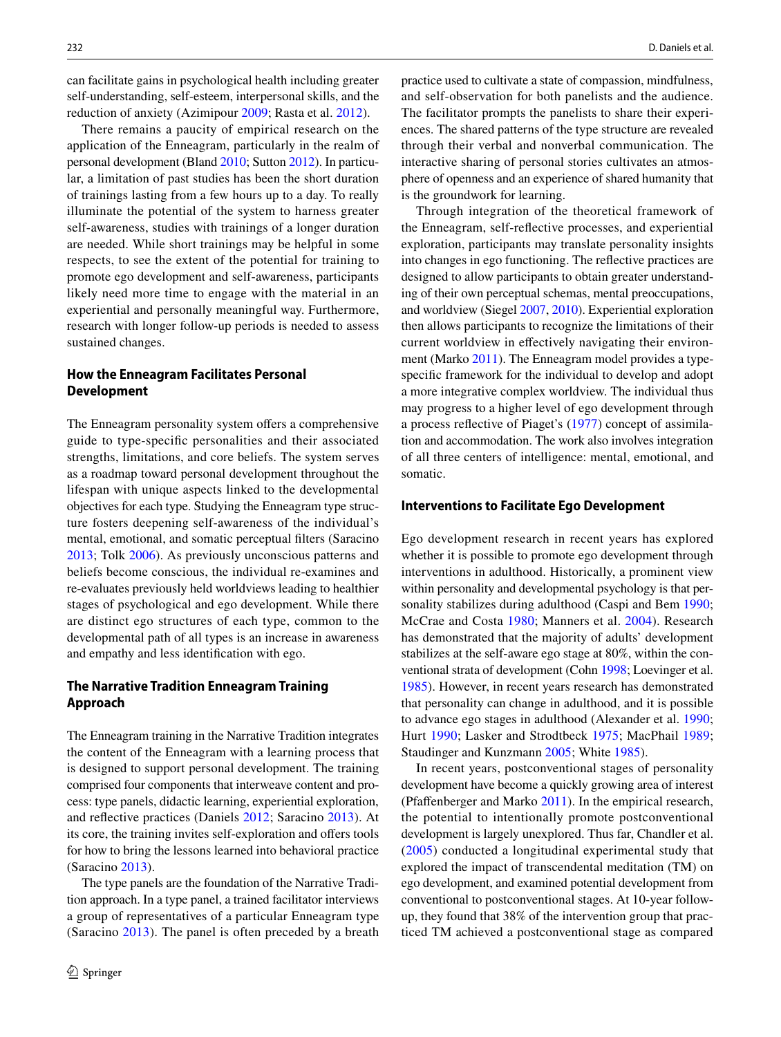can facilitate gains in psychological health including greater self-understanding, self-esteem, interpersonal skills, and the reduction of anxiety (Azimipour 2009; Rasta et al. 2012).

There remains a paucity of empirical research on the application of the Enneagram, particularly in the realm of personal development (Bland 2010; Sutton 2012). In particular, a limitation of past studies has been the short duration of trainings lasting from a few hours up to a day. To really illuminate the potential of the system to harness greater self-awareness, studies with trainings of a longer duration are needed. While short trainings may be helpful in some respects, to see the extent of the potential for training to promote ego development and self-awareness, participants likely need more time to engage with the material in an experiential and personally meaningful way. Furthermore, research with longer follow-up periods is needed to assess sustained changes.

## How the Enneagram Facilitates Personal Development

The Enneagram personality system offers a comprehensive guide to type-specific personalities and their associated strengths, limitations, and core beliefs. The system serves as a roadmap toward personal development throughout the lifespan with unique aspects linked to the developmental objectives for each type. Studying the Enneagram type structure fosters deepening self-awareness of the individual's mental, emotional, and somatic perceptual filters (Saracino 2013; Tolk 2006). As previously unconscious patterns and beliefs become conscious, the individual re-examines and re-evaluates previously held worldviews leading to healthier stages of psychological and ego development. While there are distinct ego structures of each type, common to the developmental path of all types is an increase in awareness and empathy and less identification with ego.

## The Narrative Tradition Enneagram Training Approach

The Enneagram training in the Narrative Tradition integrates the content of the Enneagram with a learning process that is designed to support personal development. The training comprised four components that interweave content and process: type panels, didactic learning, experiential exploration, and reflective practices (Daniels 2012; Saracino 2013). At its core, the training invites self-exploration and offers tools for how to bring the lessons learned into behavioral practice (Saracino 2013).

The type panels are the foundation of the Narrative Tradition approach. In a type panel, a trained facilitator interviews a group of representatives of a particular Enneagram type (Saracino 2013). The panel is often preceded by a breath practice used to cultivate a state of compassion, mindfulness, and self-observation for both panelists and the audience. The facilitator prompts the panelists to share their experiences. The shared patterns of the type structure are revealed through their verbal and nonverbal communication. The interactive sharing of personal stories cultivates an atmosphere of openness and an experience of shared humanity that is the groundwork for learning.

Through integration of the theoretical framework of the Enneagram, self-reflective processes, and experiential exploration, participants may translate personality insights into changes in ego functioning. The reflective practices are designed to allow participants to obtain greater understanding of their own perceptual schemas, mental preoccupations, and worldview (Siegel 2007, 2010). Experiential exploration then allows participants to recognize the limitations of their current worldview in effectively navigating their environment (Marko 2011). The Enneagram model provides a type-specific framework for the individual to develop and adopt a more integrative complex worldview. The individual thus may progress to a higher level of ego development through a process reflective of Piaget's (1977) concept of assimilation and accommodation. The work also involves integration of all three centers of intelligence: mental, emotional, and somatic.

## Interventions to Facilitate Ego Development

Ego development research in recent years has explored whether it is possible to promote ego development through interventions in adulthood. Historically, a prominent view within personality and developmental psychology is that personality stabilizes during adulthood (Caspi and Bem 1990; McCrae and Costa 1980; Manners et al. 2004). Research has demonstrated that the majority of adults' development stabilizes at the self-aware ego stage at 80%, within the conventional strata of development (Cohn 1998; Loevinger et al. 1985). However, in recent years research has demonstrated that personality can change in adulthood, and it is possible to advance ego stages in adulthood (Alexander et al. 1990; Hurt 1990; Lasker and Strodtbeck 1975; MacPhail 1989; Staudinger and Kunzmann 2005; White 1985).

In recent years, postconventional stages of personality development have become a quickly growing area of interest (Pfaffenberger and Marko 2011). In the empirical research, the potential to intentionally promote postconventional development is largely unexplored. Thus far, Chandler et al. (2005) conducted a longitudinal experimental study that explored the impact of transcendental meditation (TM) on ego development, and examined potential development from conventional to postconventional stages. At 10-year follow-up, they found that 38% of the intervention group that practiced TM achieved a postconventional stage as compared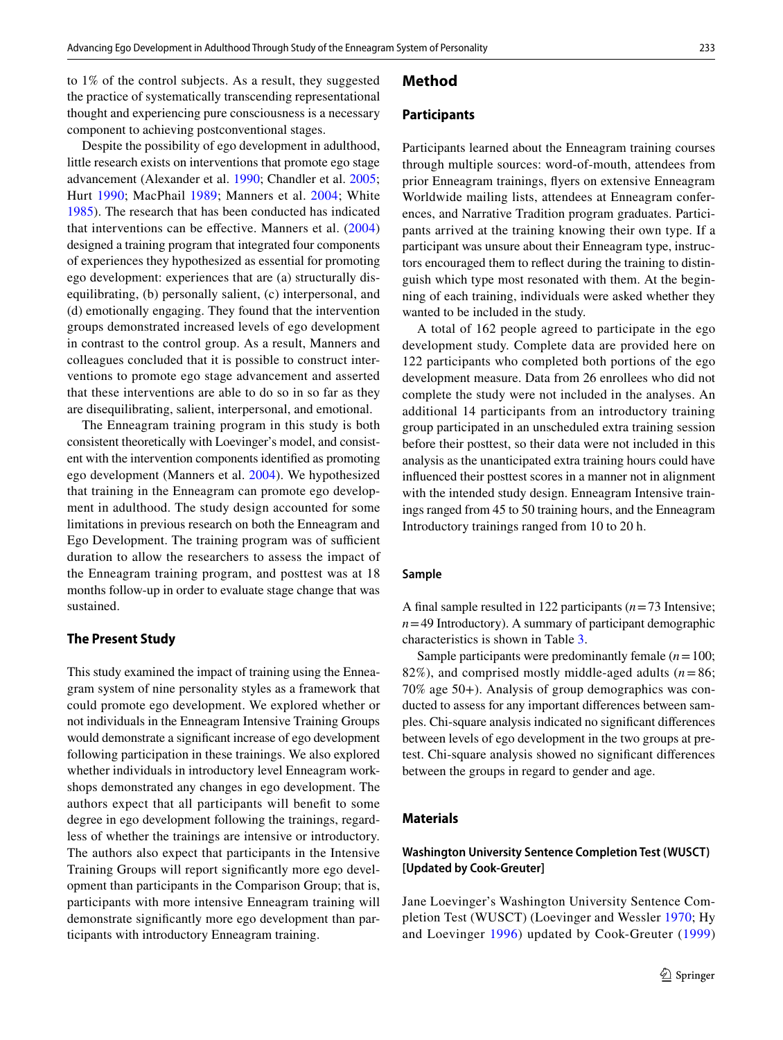to 1% of the control subjects. As a result, they suggested the practice of systematically transcending representational thought and experiencing pure consciousness is a necessary component to achieving postconventional stages.

Despite the possibility of ego development in adulthood, little research exists on interventions that promote ego stage advancement (Alexander et al. 1990; Chandler et al. 2005; Hurt 1990; MacPhail 1989; Manners et al. 2004; White 1985). The research that has been conducted has indicated that interventions can be effective. Manners et al. (2004) designed a training program that integrated four components of experiences they hypothesized as essential for promoting ego development: experiences that are (a) structurally disequilibrating, (b) personally salient, (c) interpersonal, and (d) emotionally engaging. They found that the intervention groups demonstrated increased levels of ego development in contrast to the control group. As a result, Manners and colleagues concluded that it is possible to construct interventions to promote ego stage advancement and asserted that these interventions are able to do so in so far as they are disequilibrating, salient, interpersonal, and emotional.

The Enneagram training program in this study is both consistent theoretically with Loevinger's model, and consistent with the intervention components identified as promoting ego development (Manners et al. 2004). We hypothesized that training in the Enneagram can promote ego development in adulthood. The study design accounted for some limitations in previous research on both the Enneagram and Ego Development. The training program was of sufficient duration to allow the researchers to assess the impact of the Enneagram training program, and posttest was at 18 months follow-up in order to evaluate stage change that was sustained.

### The Present Study

This study examined the impact of training using the Enneagram system of nine personality styles as a framework that could promote ego development. We explored whether or not individuals in the Enneagram Intensive Training Groups would demonstrate a significant increase of ego development following participation in these trainings. We also explored whether individuals in introductory level Enneagram workshops demonstrated any changes in ego development. The authors expect that all participants will benefit to some degree in ego development following the trainings, regardless of whether the trainings are intensive or introductory. The authors also expect that participants in the Intensive Training Groups will report significantly more ego development than participants in the Comparison Group; that is, participants with more intensive Enneagram training will demonstrate significantly more ego development than participants with introductory Enneagram training.

## Method

### Participants

Participants learned about the Enneagram training courses through multiple sources: word-of-mouth, attendees from prior Enneagram trainings, flyers on extensive Enneagram Worldwide mailing lists, attendees at Enneagram conferences, and Narrative Tradition program graduates. Participants arrived at the training knowing their own type. If a participant was unsure about their Enneagram type, instructors encouraged them to reflect during the training to distinguish which type most resonated with them. At the beginning of each training, individuals were asked whether they wanted to be included in the study.

A total of 162 people agreed to participate in the ego development study. Complete data are provided here on 122 participants who completed both portions of the ego development measure. Data from 26 enrollees who did not complete the study were not included in the analyses. An additional 14 participants from an introductory training group participated in an unscheduled extra training session before their posttest, so their data were not included in this analysis as the unanticipated extra training hours could have influenced their posttest scores in a manner not in alignment with the intended study design. Enneagram Intensive trainings ranged from 45 to 50 training hours, and the Enneagram Introductory trainings ranged from 10 to 20 h.

#### Sample

A final sample resulted in 122 participants ($n = 73$ Intensive; $n = 49$ Introductory). A summary of participant demographic characteristics is shown in Table 3.

Sample participants were predominantly female ($n = 100$; 82%), and comprised mostly middle-aged adults ($n = 86$; 70% age 50+). Analysis of group demographics was conducted to assess for any important differences between samples. Chi-square analysis indicated no significant differences between levels of ego development in the two groups at pretest. Chi-square analysis showed no significant differences between the groups in regard to gender and age.

### Materials

#### Washington University Sentence Completion Test (WUSCT) [Updated by Cook-Greuter]

Jane Loevinger's Washington University Sentence Completion Test (WUSCT) (Loevinger and Wessler 1970; Hy and Loevinger 1996) updated by Cook-Greuter (1999)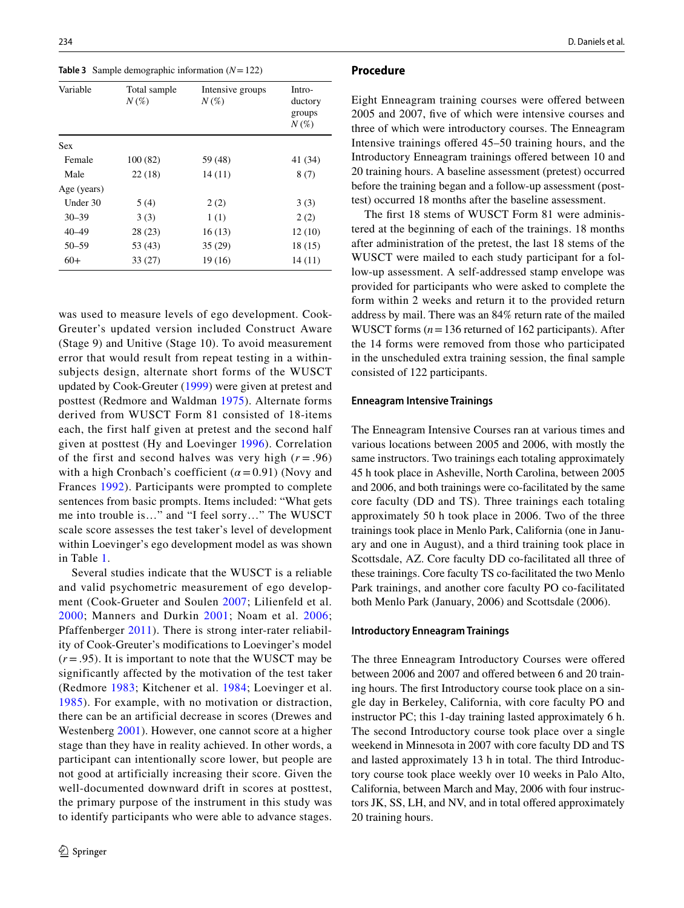**Table 3** Sample demographic information ($N = 122$)

| Variable | Total sample *N* (%) | Intensive groups *N* (%) | Introductory groups *N* (%) |
|---|---|---|---|
| Sex | | | |
| Female | 100 (82) | 59 (48) | 41 (34) |
| Male | 22 (18) | 14 (11) | 8 (7) |
| Age (years) | | | |
| Under 30 | 5 (4) | 2 (2) | 3 (3) |
| 30–39 | 3 (3) | 1 (1) | 2 (2) |
| 40–49 | 28 (23) | 16 (13) | 12 (10) |
| 50–59 | 53 (43) | 35 (29) | 18 (15) |
| 60+ | 33 (27) | 19 (16) | 14 (11) |

was used to measure levels of ego development. Cook-Greuter's updated version included Construct Aware (Stage 9) and Unitive (Stage 10). To avoid measurement error that would result from repeat testing in a within-subjects design, alternate short forms of the WUSCT updated by Cook-Greuter (1999) were given at pretest and posttest (Redmore and Waldman 1975). Alternate forms derived from WUSCT Form 81 consisted of 18-items each, the first half given at pretest and the second half given at posttest (Hy and Loevinger 1996). Correlation of the first and second halves was very high ($r = .96$) with a high Cronbach's coefficient ($\alpha = 0.91$) (Novy and Frances 1992). Participants were prompted to complete sentences from basic prompts. Items included: "What gets me into trouble is…" and "I feel sorry…" The WUSCT scale score assesses the test taker's level of development within Loevinger's ego development model as was shown in Table 1.

Several studies indicate that the WUSCT is a reliable and valid psychometric measurement of ego development (Cook-Grueter and Soulen 2007; Lilienfeld et al. 2000; Manners and Durkin 2001; Noam et al. 2006; Pfaffenberger 2011). There is strong inter-rater reliability of Cook-Greuter's modifications to Loevinger's model ($r = .95$). It is important to note that the WUSCT may be significantly affected by the motivation of the test taker (Redmore 1983; Kitchener et al. 1984; Loevinger et al. 1985). For example, with no motivation or distraction, there can be an artificial decrease in scores (Drewes and Westenberg 2001). However, one cannot score at a higher stage than they have in reality achieved. In other words, a participant can intentionally score lower, but people are not good at artificially increasing their score. Given the well-documented downward drift in scores at posttest, the primary purpose of the instrument in this study was to identify participants who were able to advance stages.

## Procedure

Eight Enneagram training courses were offered between 2005 and 2007, five of which were intensive courses and three of which were introductory courses. The Enneagram Intensive trainings offered 45–50 training hours, and the Introductory Enneagram trainings offered between 10 and 20 training hours. A baseline assessment (pretest) occurred before the training began and a follow-up assessment (posttest) occurred 18 months after the baseline assessment.

The first 18 stems of WUSCT Form 81 were administered at the beginning of each of the trainings. 18 months after administration of the pretest, the last 18 stems of the WUSCT were mailed to each study participant for a follow-up assessment. A self-addressed stamp envelope was provided for participants who were asked to complete the form within 2 weeks and return it to the provided return address by mail. There was an 84% return rate of the mailed WUSCT forms ($n = 136$ returned of 162 participants). After the 14 forms were removed from those who participated in the unscheduled extra training session, the final sample consisted of 122 participants.

### Enneagram Intensive Trainings

The Enneagram Intensive Courses ran at various times and various locations between 2005 and 2006, with mostly the same instructors. Two trainings each totaling approximately 45 h took place in Asheville, North Carolina, between 2005 and 2006, and both trainings were co-facilitated by the same core faculty (DD and TS). Three trainings each totaling approximately 50 h took place in 2006. Two of the three trainings took place in Menlo Park, California (one in January and one in August), and a third training took place in Scottsdale, AZ. Core faculty DD co-facilitated all three of these trainings. Core faculty TS co-facilitated the two Menlo Park trainings, and another core faculty PO co-facilitated both Menlo Park (January, 2006) and Scottsdale (2006).

### Introductory Enneagram Trainings

The three Enneagram Introductory Courses were offered between 2006 and 2007 and offered between 6 and 20 training hours. The first Introductory course took place on a single day in Berkeley, California, with core faculty PO and instructor PC; this 1-day training lasted approximately 6 h. The second Introductory course took place over a single weekend in Minnesota in 2007 with core faculty DD and TS and lasted approximately 13 h in total. The third Introductory course took place weekly over 10 weeks in Palo Alto, California, between March and May, 2006 with four instructors JK, SS, LH, and NV, and in total offered approximately 20 training hours.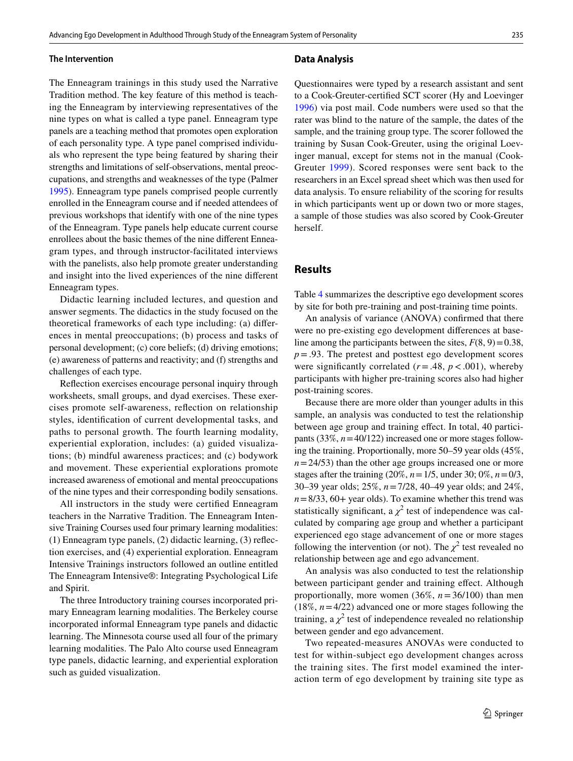### The Intervention

The Enneagram trainings in this study used the Narrative Tradition method. The key feature of this method is teaching the Enneagram by interviewing representatives of the nine types on what is called a type panel. Enneagram type panels are a teaching method that promotes open exploration of each personality type. A type panel comprised individuals who represent the type being featured by sharing their strengths and limitations of self-observations, mental preoccupations, and strengths and weaknesses of the type (Palmer 1995). Enneagram type panels comprised people currently enrolled in the Enneagram course and if needed attendees of previous workshops that identify with one of the nine types of the Enneagram. Type panels help educate current course enrollees about the basic themes of the nine different Enneagram types, and through instructor-facilitated interviews with the panelists, also help promote greater understanding and insight into the lived experiences of the nine different Enneagram types.

Didactic learning included lectures, and question and answer segments. The didactics in the study focused on the theoretical frameworks of each type including: (a) differences in mental preoccupations; (b) process and tasks of personal development; (c) core beliefs; (d) driving emotions; (e) awareness of patterns and reactivity; and (f) strengths and challenges of each type.

Reflection exercises encourage personal inquiry through worksheets, small groups, and dyad exercises. These exercises promote self-awareness, reflection on relationship styles, identification of current developmental tasks, and paths to personal growth. The fourth learning modality, experiential exploration, includes: (a) guided visualizations; (b) mindful awareness practices; and (c) bodywork and movement. These experiential explorations promote increased awareness of emotional and mental preoccupations of the nine types and their corresponding bodily sensations.

All instructors in the study were certified Enneagram teachers in the Narrative Tradition. The Enneagram Intensive Training Courses used four primary learning modalities: (1) Enneagram type panels, (2) didactic learning, (3) reflection exercises, and (4) experiential exploration. Enneagram Intensive Trainings instructors followed an outline entitled The Enneagram Intensive®: Integrating Psychological Life and Spirit.

The three Introductory training courses incorporated primary Enneagram learning modalities. The Berkeley course incorporated informal Enneagram type panels and didactic learning. The Minnesota course used all four of the primary learning modalities. The Palo Alto course used Enneagram type panels, didactic learning, and experiential exploration such as guided visualization.

### Data Analysis

Questionnaires were typed by a research assistant and sent to a Cook-Greuter-certified SCT scorer (Hy and Loevinger 1996) via post mail. Code numbers were used so that the rater was blind to the nature of the sample, the dates of the sample, and the training group type. The scorer followed the training by Susan Cook-Greuter, using the original Loevinger manual, except for stems not in the manual (Cook-Greuter 1999). Scored responses were sent back to the researchers in an Excel spread sheet which was then used for data analysis. To ensure reliability of the scoring for results in which participants went up or down two or more stages, a sample of those studies was also scored by Cook-Greuter herself.

## Results

Table 4 summarizes the descriptive ego development scores by site for both pre-training and post-training time points.

An analysis of variance (ANOVA) confirmed that there were no pre-existing ego development differences at baseline among the participants between the sites, $F(8, 9) = 0.38$, $p = .93$. The pretest and posttest ego development scores were significantly correlated ($r = .48$, $p < .001$), whereby participants with higher pre-training scores also had higher post-training scores.

Because there are more older than younger adults in this sample, an analysis was conducted to test the relationship between age group and training effect. In total, 40 participants (33%, $n = 40/122$) increased one or more stages following the training. Proportionally, more 50–59 year olds (45%, $n = 24/53$) than the other age groups increased one or more stages after the training (20%, $n = 1/5$, under 30; 0%, $n = 0/3$, 30–39 year olds; 25%, $n = 7/28$, 40–49 year olds; and 24%, $n = 8/33$, 60+ year olds). To examine whether this trend was statistically significant, a $\chi^2$ test of independence was calculated by comparing age group and whether a participant experienced ego stage advancement of one or more stages following the intervention (or not). The $\chi^2$ test revealed no relationship between age and ego advancement.

An analysis was also conducted to test the relationship between participant gender and training effect. Although proportionally, more women (36%, $n = 36/100$) than men (18%, $n = 4/22$) advanced one or more stages following the training, a $\chi^2$ test of independence revealed no relationship between gender and ego advancement.

Two repeated-measures ANOVAs were conducted to test for within-subject ego development changes across the training sites. The first model examined the interaction term of ego development by training site type as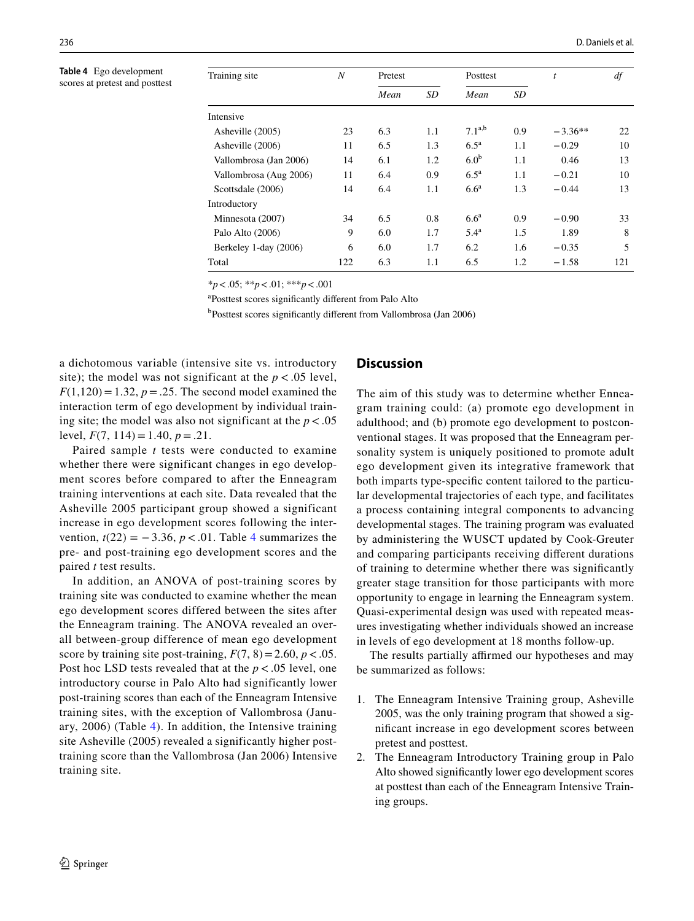**Table 4** Ego development scores at pretest and posttest

| Training site | *N* | Pretest | | Posttest | | *t* | *df* |
|---|---|---|---|---|---|---|---|
| | | *Mean* | *SD* | *Mean* | *SD* | | |
| Intensive | | | | | | | |
| Asheville (2005) | 23 | 6.3 | 1.1 | 7.1[a,b] | 0.9 | −3.36** | 22 |
| Asheville (2006) | 11 | 6.5 | 1.3 | 6.5[a] | 1.1 | −0.29 | 10 |
| Vallombrosa (Jan 2006) | 14 | 6.1 | 1.2 | 6.0[b] | 1.1 | 0.46 | 13 |
| Vallombrosa (Aug 2006) | 11 | 6.4 | 0.9 | 6.5[a] | 1.1 | −0.21 | 10 |
| Scottsdale (2006) | 14 | 6.4 | 1.1 | 6.6[a] | 1.3 | −0.44 | 13 |
| Introductory | | | | | | | |
| Minnesota (2007) | 34 | 6.5 | 0.8 | 6.6[a] | 0.9 | −0.90 | 33 |
| Palo Alto (2006) | 9 | 6.0 | 1.7 | 5.4[a] | 1.5 | 1.89 | 8 |
| Berkeley 1-day (2006) | 6 | 6.0 | 1.7 | 6.2 | 1.6 | −0.35 | 5 |
| Total | 122 | 6.3 | 1.1 | 6.5 | 1.2 | −1.58 | 121 |

*$p < .05$; **$p < .01$; ***$p < .001$

[a]Posttest scores significantly different from Palo Alto

[b]Posttest scores significantly different from Vallombrosa (Jan 2006)

a dichotomous variable (intensive site vs. introductory site); the model was not significant at the $p < .05$ level, $F(1,120) = 1.32$, $p = .25$. The second model examined the interaction term of ego development by individual training site; the model was also not significant at the $p < .05$ level, $F(7, 114) = 1.40$, $p = .21$.

Paired sample *t* tests were conducted to examine whether there were significant changes in ego development scores before compared to after the Enneagram training interventions at each site. Data revealed that the Asheville 2005 participant group showed a significant increase in ego development scores following the intervention, $t(22) = -3.36$, $p < .01$. Table 4 summarizes the pre- and post-training ego development scores and the paired *t* test results.

In addition, an ANOVA of post-training scores by training site was conducted to examine whether the mean ego development scores differed between the sites after the Enneagram training. The ANOVA revealed an overall between-group difference of mean ego development score by training site post-training, $F(7, 8) = 2.60$, $p < .05$. Post hoc LSD tests revealed that at the $p < .05$ level, one introductory course in Palo Alto had significantly lower post-training scores than each of the Enneagram Intensive training sites, with the exception of Vallombrosa (January, 2006) (Table 4). In addition, the Intensive training site Asheville (2005) revealed a significantly higher post-training score than the Vallombrosa (Jan 2006) Intensive training site.

## Discussion

The aim of this study was to determine whether Enneagram training could: (a) promote ego development in adulthood; and (b) promote ego development to postconventional stages. It was proposed that the Enneagram personality system is uniquely positioned to promote adult ego development given its integrative framework that both imparts type-specific content tailored to the particular developmental trajectories of each type, and facilitates a process containing integral components to advancing developmental stages. The training program was evaluated by administering the WUSCT updated by Cook-Greuter and comparing participants receiving different durations of training to determine whether there was significantly greater stage transition for those participants with more opportunity to engage in learning the Enneagram system. Quasi-experimental design was used with repeated measures investigating whether individuals showed an increase in levels of ego development at 18 months follow-up.

The results partially affirmed our hypotheses and may be summarized as follows:

1. The Enneagram Intensive Training group, Asheville 2005, was the only training program that showed a significant increase in ego development scores between pretest and posttest.
2. The Enneagram Introductory Training group in Palo Alto showed significantly lower ego development scores at posttest than each of the Enneagram Intensive Training groups.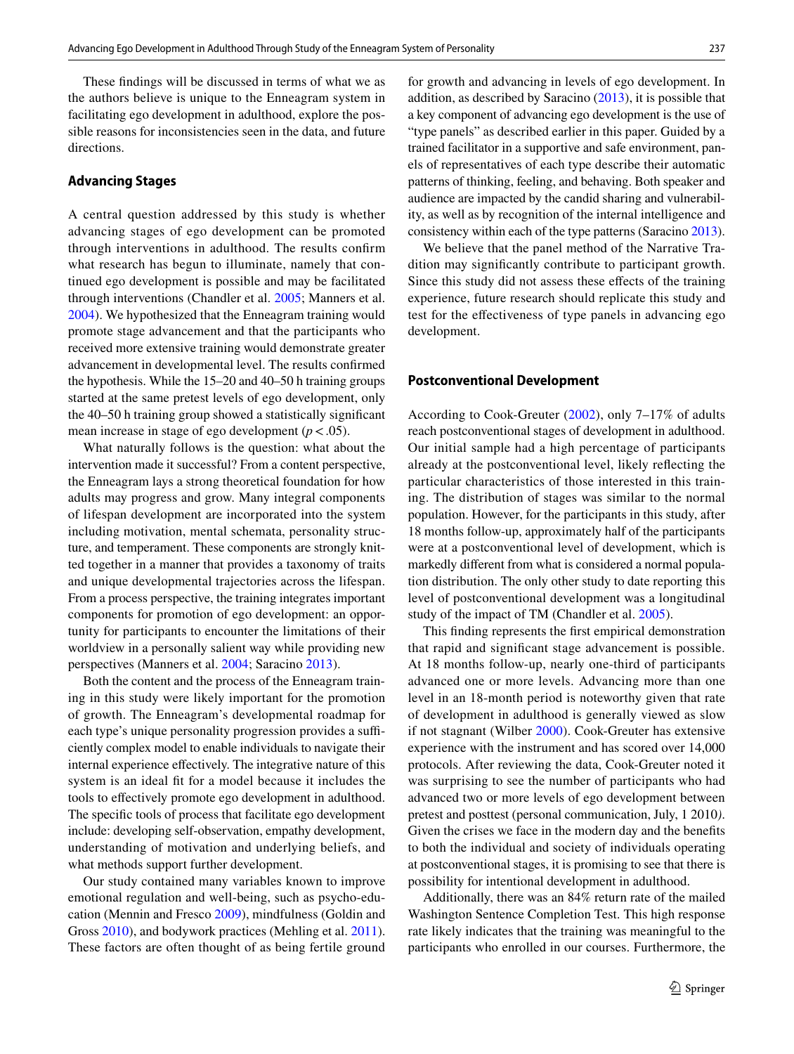These findings will be discussed in terms of what we as the authors believe is unique to the Enneagram system in facilitating ego development in adulthood, explore the possible reasons for inconsistencies seen in the data, and future directions.

## Advancing Stages

A central question addressed by this study is whether advancing stages of ego development can be promoted through interventions in adulthood. The results confirm what research has begun to illuminate, namely that continued ego development is possible and may be facilitated through interventions (Chandler et al. 2005; Manners et al. 2004). We hypothesized that the Enneagram training would promote stage advancement and that the participants who received more extensive training would demonstrate greater advancement in developmental level. The results confirmed the hypothesis. While the 15–20 and 40–50 h training groups started at the same pretest levels of ego development, only the 40–50 h training group showed a statistically significant mean increase in stage of ego development ($p < .05$).

What naturally follows is the question: what about the intervention made it successful? From a content perspective, the Enneagram lays a strong theoretical foundation for how adults may progress and grow. Many integral components of lifespan development are incorporated into the system including motivation, mental schemata, personality structure, and temperament. These components are strongly knitted together in a manner that provides a taxonomy of traits and unique developmental trajectories across the lifespan. From a process perspective, the training integrates important components for promotion of ego development: an opportunity for participants to encounter the limitations of their worldview in a personally salient way while providing new perspectives (Manners et al. 2004; Saracino 2013).

Both the content and the process of the Enneagram training in this study were likely important for the promotion of growth. The Enneagram's developmental roadmap for each type's unique personality progression provides a sufficiently complex model to enable individuals to navigate their internal experience effectively. The integrative nature of this system is an ideal fit for a model because it includes the tools to effectively promote ego development in adulthood. The specific tools of process that facilitate ego development include: developing self-observation, empathy development, understanding of motivation and underlying beliefs, and what methods support further development.

Our study contained many variables known to improve emotional regulation and well-being, such as psycho-education (Mennin and Fresco 2009), mindfulness (Goldin and Gross 2010), and bodywork practices (Mehling et al. 2011). These factors are often thought of as being fertile ground for growth and advancing in levels of ego development. In addition, as described by Saracino (2013), it is possible that a key component of advancing ego development is the use of "type panels" as described earlier in this paper. Guided by a trained facilitator in a supportive and safe environment, panels of representatives of each type describe their automatic patterns of thinking, feeling, and behaving. Both speaker and audience are impacted by the candid sharing and vulnerability, as well as by recognition of the internal intelligence and consistency within each of the type patterns (Saracino 2013).

We believe that the panel method of the Narrative Tradition may significantly contribute to participant growth. Since this study did not assess these effects of the training experience, future research should replicate this study and test for the effectiveness of type panels in advancing ego development.

## Postconventional Development

According to Cook-Greuter (2002), only 7–17% of adults reach postconventional stages of development in adulthood. Our initial sample had a high percentage of participants already at the postconventional level, likely reflecting the particular characteristics of those interested in this training. The distribution of stages was similar to the normal population. However, for the participants in this study, after 18 months follow-up, approximately half of the participants were at a postconventional level of development, which is markedly different from what is considered a normal population distribution. The only other study to date reporting this level of postconventional development was a longitudinal study of the impact of TM (Chandler et al. 2005).

This finding represents the first empirical demonstration that rapid and significant stage advancement is possible. At 18 months follow-up, nearly one-third of participants advanced one or more levels. Advancing more than one level in an 18-month period is noteworthy given that rate of development in adulthood is generally viewed as slow if not stagnant (Wilber 2000). Cook-Greuter has extensive experience with the instrument and has scored over 14,000 protocols. After reviewing the data, Cook-Greuter noted it was surprising to see the number of participants who had advanced two or more levels of ego development between pretest and posttest (personal communication, July, 1 2010). Given the crises we face in the modern day and the benefits to both the individual and society of individuals operating at postconventional stages, it is promising to see that there is possibility for intentional development in adulthood.

Additionally, there was an 84% return rate of the mailed Washington Sentence Completion Test. This high response rate likely indicates that the training was meaningful to the participants who enrolled in our courses. Furthermore, the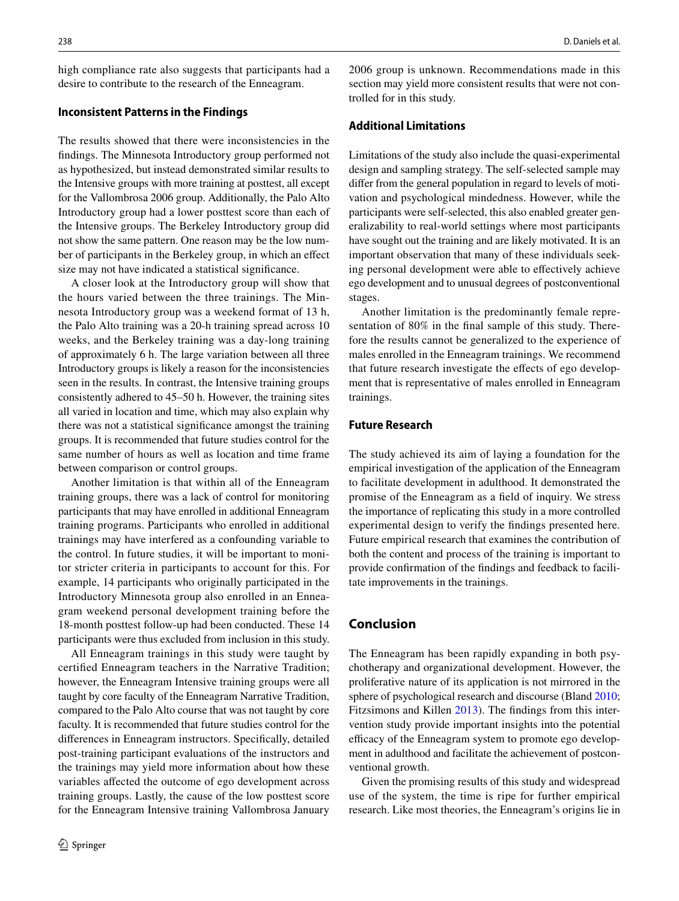high compliance rate also suggests that participants had a desire to contribute to the research of the Enneagram.

### Inconsistent Patterns in the Findings

The results showed that there were inconsistencies in the findings. The Minnesota Introductory group performed not as hypothesized, but instead demonstrated similar results to the Intensive groups with more training at posttest, all except for the Vallombrosa 2006 group. Additionally, the Palo Alto Introductory group had a lower posttest score than each of the Intensive groups. The Berkeley Introductory group did not show the same pattern. One reason may be the low number of participants in the Berkeley group, in which an effect size may not have indicated a statistical significance.

A closer look at the Introductory group will show that the hours varied between the three trainings. The Minnesota Introductory group was a weekend format of 13 h, the Palo Alto training was a 20-h training spread across 10 weeks, and the Berkeley training was a day-long training of approximately 6 h. The large variation between all three Introductory groups is likely a reason for the inconsistencies seen in the results. In contrast, the Intensive training groups consistently adhered to 45–50 h. However, the training sites all varied in location and time, which may also explain why there was not a statistical significance amongst the training groups. It is recommended that future studies control for the same number of hours as well as location and time frame between comparison or control groups.

Another limitation is that within all of the Enneagram training groups, there was a lack of control for monitoring participants that may have enrolled in additional Enneagram training programs. Participants who enrolled in additional trainings may have interfered as a confounding variable to the control. In future studies, it will be important to monitor stricter criteria in participants to account for this. For example, 14 participants who originally participated in the Introductory Minnesota group also enrolled in an Enneagram weekend personal development training before the 18-month posttest follow-up had been conducted. These 14 participants were thus excluded from inclusion in this study.

All Enneagram trainings in this study were taught by certified Enneagram teachers in the Narrative Tradition; however, the Enneagram Intensive training groups were all taught by core faculty of the Enneagram Narrative Tradition, compared to the Palo Alto course that was not taught by core faculty. It is recommended that future studies control for the differences in Enneagram instructors. Specifically, detailed post-training participant evaluations of the instructors and the trainings may yield more information about how these variables affected the outcome of ego development across training groups. Lastly, the cause of the low posttest score for the Enneagram Intensive training Vallombrosa January 2006 group is unknown. Recommendations made in this section may yield more consistent results that were not controlled for in this study.

### Additional Limitations

Limitations of the study also include the quasi-experimental design and sampling strategy. The self-selected sample may differ from the general population in regard to levels of motivation and psychological mindedness. However, while the participants were self-selected, this also enabled greater generalizability to real-world settings where most participants have sought out the training and are likely motivated. It is an important observation that many of these individuals seeking personal development were able to effectively achieve ego development and to unusual degrees of postconventional stages.

Another limitation is the predominantly female representation of 80% in the final sample of this study. Therefore the results cannot be generalized to the experience of males enrolled in the Enneagram trainings. We recommend that future research investigate the effects of ego development that is representative of males enrolled in Enneagram trainings.

### Future Research

The study achieved its aim of laying a foundation for the empirical investigation of the application of the Enneagram to facilitate development in adulthood. It demonstrated the promise of the Enneagram as a field of inquiry. We stress the importance of replicating this study in a more controlled experimental design to verify the findings presented here. Future empirical research that examines the contribution of both the content and process of the training is important to provide confirmation of the findings and feedback to facilitate improvements in the trainings.

## Conclusion

The Enneagram has been rapidly expanding in both psychotherapy and organizational development. However, the proliferative nature of its application is not mirrored in the sphere of psychological research and discourse (Bland 2010; Fitzsimons and Killen 2013). The findings from this intervention study provide important insights into the potential efficacy of the Enneagram system to promote ego development in adulthood and facilitate the achievement of postconventional growth.

Given the promising results of this study and widespread use of the system, the time is ripe for further empirical research. Like most theories, the Enneagram's origins lie in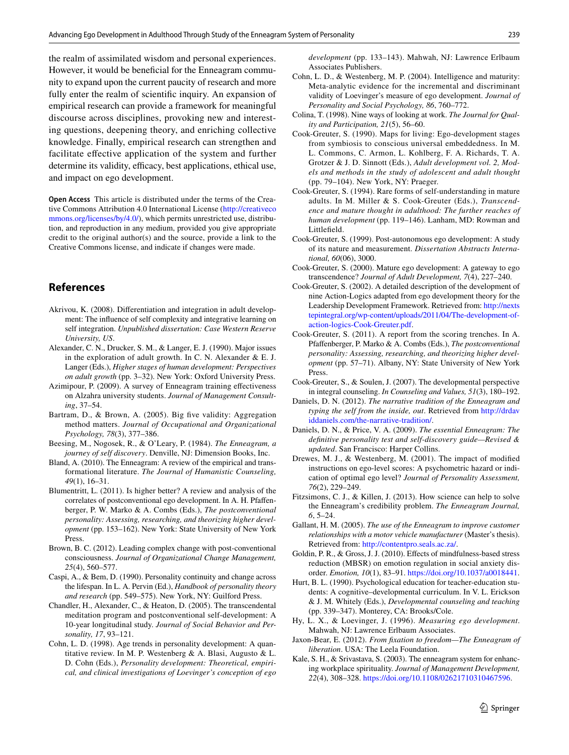the realm of assimilated wisdom and personal experiences. However, it would be beneficial for the Enneagram community to expand upon the current paucity of research and more fully enter the realm of scientific inquiry. An expansion of empirical research can provide a framework for meaningful discourse across disciplines, provoking new and interesting questions, deepening theory, and enriching collective knowledge. Finally, empirical research can strengthen and facilitate effective application of the system and further determine its validity, efficacy, best applications, ethical use, and impact on ego development.

**Open Access** This article is distributed under the terms of the Creative Commons Attribution 4.0 International License (http://creativecommons.org/licenses/by/4.0/), which permits unrestricted use, distribution, and reproduction in any medium, provided you give appropriate credit to the original author(s) and the source, provide a link to the Creative Commons license, and indicate if changes were made.

## References

Akrivou, K. (2008). Differentiation and integration in adult development: The influence of self complexity and integrative learning on self integration. *Unpublished dissertation: Case Western Reserve University, US*.

Alexander, C. N., Drucker, S. M., & Langer, E. J. (1990). Major issues in the exploration of adult growth. In C. N. Alexander & E. J. Langer (Eds.), *Higher stages of human development: Perspectives on adult growth* (pp. 3–32). New York: Oxford University Press.

Azimipour, P. (2009). A survey of Enneagram training effectiveness on Alzahra university students. *Journal of Management Consulting*, 37–54.

Bartram, D., & Brown, A. (2005). Big five validity: Aggregation method matters. *Journal of Occupational and Organizational Psychology, 78*(3), 377–386.

Beesing, M., Nogosek, R., & O'Leary, P. (1984). *The Enneagram, a journey of self discovery*. Denville, NJ: Dimension Books, Inc.

Bland, A. (2010). The Enneagram: A review of the empirical and transformational literature. *The Journal of Humanistic Counseling, 49*(1), 16–31.

Blumentritt, L. (2011). Is higher better? A review and analysis of the correlates of postconventional ego development. In A. H. Pfaffenberger, P. W. Marko & A. Combs (Eds.), *The postconventional personality: Assessing, researching, and theorizing higher development* (pp. 153–162). New York: State University of New York Press.

Brown, B. C. (2012). Leading complex change with post-conventional consciousness. *Journal of Organizational Change Management, 25*(4), 560–577.

Caspi, A., & Bem, D. (1990). Personality continuity and change across the lifespan. In L. A. Pervin (Ed.), *Handbook of personality theory and research* (pp. 549–575). New York, NY: Guilford Press.

Chandler, H., Alexander, C., & Heaton, D. (2005). The transcendental meditation program and postconventional self-development: A 10-year longitudinal study. *Journal of Social Behavior and Personality, 17*, 93–121.

Cohn, L. D. (1998). Age trends in personality development: A quantitative review. In M. P. Westenberg & A. Blasi, Augusto & L. D. Cohn (Eds.), *Personality development: Theoretical, empirical, and clinical investigations of Loevinger's conception of ego development* (pp. 133–143). Mahwah, NJ: Lawrence Erlbaum Associates Publishers.

Cohn, L. D., & Westenberg, M. P. (2004). Intelligence and maturity: Meta-analytic evidence for the incremental and discriminant validity of Loevinger's measure of ego development. *Journal of Personality and Social Psychology, 86*, 760–772.

Colina, T. (1998). Nine ways of looking at work. *The Journal for Quality and Participation, 21*(5), 56–60.

Cook-Greuter, S. (1990). Maps for living: Ego-development stages from symbiosis to conscious universal embeddedness. In M. L. Commons, C. Armon, L. Kohlberg, F. A. Richards, T. A. Grotzer & J. D. Sinnott (Eds.), *Adult development vol. 2, Models and methods in the study of adolescent and adult thought* (pp. 79–104). New York, NY: Praeger.

Cook-Greuter, S. (1994). Rare forms of self-understanding in mature adults. In M. Miller & S. Cook-Greuter (Eds.), *Transcendence and mature thought in adulthood: The further reaches of human development* (pp. 119–146). Lanham, MD: Rowman and Littlefield.

Cook-Greuter, S. (1999). Post-autonomous ego development: A study of its nature and measurement. *Dissertation Abstracts International, 60*(06), 3000.

Cook-Greuter, S. (2000). Mature ego development: A gateway to ego transcendence? *Journal of Adult Development, 7*(4), 227–240.

Cook-Greuter, S. (2002). A detailed description of the development of nine Action-Logics adapted from ego development theory for the Leadership Development Framework. Retrieved from: http://nextstepintegral.org/wp-content/uploads/2011/04/The-development-of-action-logics-Cook-Greuter.pdf.

Cook-Greuter, S. (2011). A report from the scoring trenches. In A. Pfaffenberger, P. Marko & A. Combs (Eds.), *The postconventional personality: Assessing, researching, and theorizing higher development* (pp. 57–71). Albany, NY: State University of New York Press.

Cook-Greuter, S., & Soulen, J. (2007). The developmental perspective in integral counseling. *In Counseling and Values, 51*(3), 180–192.

Daniels, D. N. (2012). *The narrative tradition of the Enneagram and typing the self from the inside, out*. Retrieved from http://drdaviddaniels.com/the-narrative-tradition/.

Daniels, D. N., & Price, V. A. (2009). *The essential Enneagram: The definitive personality test and self-discovery guide—Revised & updated*. San Francisco: Harper Collins.

Drewes, M. J., & Westenberg, M. (2001). The impact of modified instructions on ego-level scores: A psychometric hazard or indication of optimal ego level? *Journal of Personality Assessment, 76*(2), 229–249.

Fitzsimons, C. J., & Killen, J. (2013). How science can help to solve the Enneagram's credibility problem. *The Enneagram Journal, 6*, 5–24.

Gallant, H. M. (2005). *The use of the Enneagram to improve customer relationships with a motor vehicle manufacturer* (Master's thesis). Retrieved from: http://contentpro.seals.ac.za/.

Goldin, P. R., & Gross, J. J. (2010). Effects of mindfulness-based stress reduction (MBSR) on emotion regulation in social anxiety disorder. *Emotion, 10*(1), 83–91. https://doi.org/10.1037/a0018441.

Hurt, B. L. (1990). Psychological education for teacher-education students: A cognitive–developmental curriculum. In V. L. Erickson & J. M. Whitely (Eds.), *Developmental counseling and teaching* (pp. 339–347). Monterey, CA: Brooks/Cole.

Hy, L. X., & Loevinger, J. (1996). *Measuring ego development*. Mahwah, NJ: Lawrence Erlbaum Associates.

Jaxon-Bear, E. (2012). *From fixation to freedom—The Enneagram of liberation*. USA: The Leela Foundation.

Kale, S. H., & Srivastava, S. (2003). The enneagram system for enhancing workplace spirituality. *Journal of Management Development, 22*(4), 308–328. https://doi.org/10.1108/02621710310467596.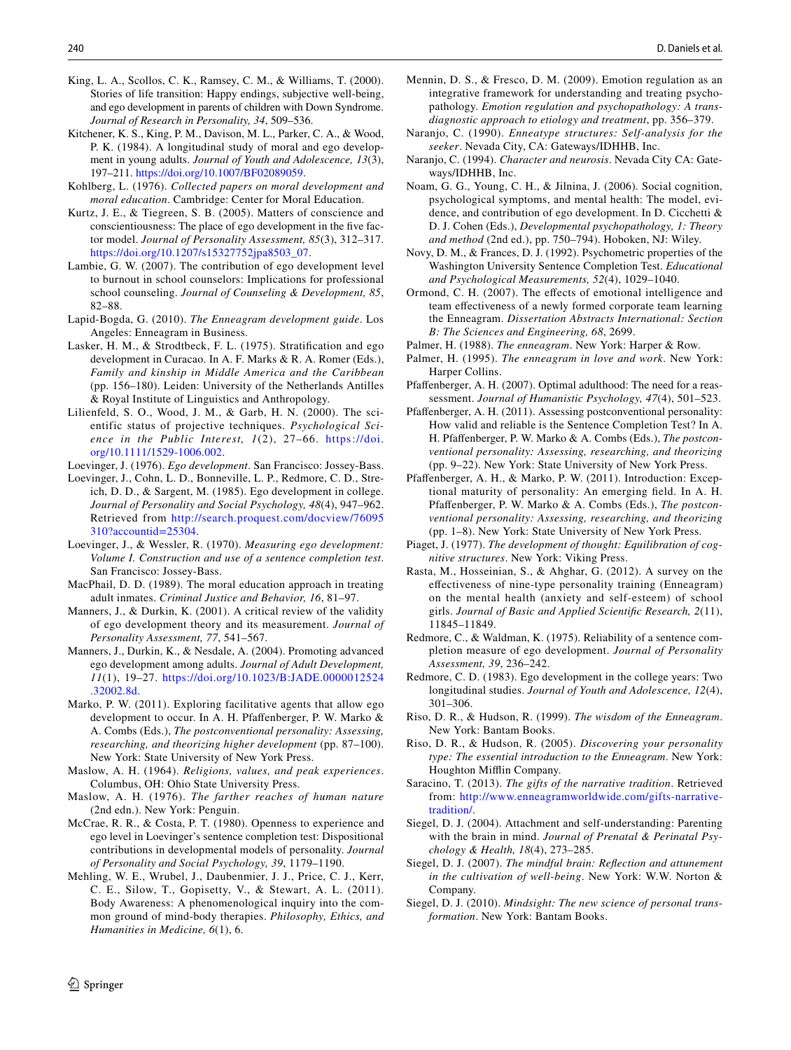King, L. A., Scollos, C. K., Ramsey, C. M., & Williams, T. (2000). Stories of life transition: Happy endings, subjective well-being, and ego development in parents of children with Down Syndrome. *Journal of Research in Personality, 34*, 509–536.

Kitchener, K. S., King, P. M., Davison, M. L., Parker, C. A., & Wood, P. K. (1984). A longitudinal study of moral and ego development in young adults. *Journal of Youth and Adolescence, 13*(3), 197–211. https://doi.org/10.1007/BF02089059.

Kohlberg, L. (1976). *Collected papers on moral development and moral education*. Cambridge: Center for Moral Education.

Kurtz, J. E., & Tiegreen, S. B. (2005). Matters of conscience and conscientiousness: The place of ego development in the five factor model. *Journal of Personality Assessment, 85*(3), 312–317. https://doi.org/10.1207/s15327752jpa8503_07.

Lambie, G. W. (2007). The contribution of ego development level to burnout in school counselors: Implications for professional school counseling. *Journal of Counseling & Development, 85*, 82–88.

Lapid-Bogda, G. (2010). *The Enneagram development guide*. Los Angeles: Enneagram in Business.

Lasker, H. M., & Strodtbeck, F. L. (1975). Stratification and ego development in Curacao. In A. F. Marks & R. A. Romer (Eds.), *Family and kinship in Middle America and the Caribbean* (pp. 156–180). Leiden: University of the Netherlands Antilles & Royal Institute of Linguistics and Anthropology.

Lilienfeld, S. O., Wood, J. M., & Garb, H. N. (2000). The scientific status of projective techniques. *Psychological Science in the Public Interest, 1*(2), 27–66. https://doi.org/10.1111/1529-1006.002.

Loevinger, J. (1976). *Ego development*. San Francisco: Jossey-Bass.

Loevinger, J., Cohn, L. D., Bonneville, L. P., Redmore, C. D., Streich, D. D., & Sargent, M. (1985). Ego development in college. *Journal of Personality and Social Psychology, 48*(4), 947–962. Retrieved from http://search.proquest.com/docview/76095310?accountid=25304.

Loevinger, J., & Wessler, R. (1970). *Measuring ego development: Volume I. Construction and use of a sentence completion test*. San Francisco: Jossey-Bass.

MacPhail, D. D. (1989). The moral education approach in treating adult inmates. *Criminal Justice and Behavior, 16*, 81–97.

Manners, J., & Durkin, K. (2001). A critical review of the validity of ego development theory and its measurement. *Journal of Personality Assessment, 77*, 541–567.

Manners, J., Durkin, K., & Nesdale, A. (2004). Promoting advanced ego development among adults. *Journal of Adult Development, 11*(1), 19–27. https://doi.org/10.1023/B:JADE.0000012524.32002.8d.

Marko, P. W. (2011). Exploring facilitative agents that allow ego development to occur. In A. H. Pfaffenberger, P. W. Marko & A. Combs (Eds.), *The postconventional personality: Assessing, researching, and theorizing higher development* (pp. 87–100). New York: State University of New York Press.

Maslow, A. H. (1964). *Religions, values, and peak experiences*. Columbus, OH: Ohio State University Press.

Maslow, A. H. (1976). *The farther reaches of human nature* (2nd edn.). New York: Penguin.

McCrae, R. R., & Costa, P. T. (1980). Openness to experience and ego level in Loevinger's sentence completion test: Dispositional contributions in developmental models of personality. *Journal of Personality and Social Psychology, 39*, 1179–1190.

Mehling, W. E., Wrubel, J., Daubenmier, J. J., Price, C. J., Kerr, C. E., Silow, T., Gopisetty, V., & Stewart, A. L. (2011). Body Awareness: A phenomenological inquiry into the common ground of mind-body therapies. *Philosophy, Ethics, and Humanities in Medicine, 6*(1), 6.

Mennin, D. S., & Fresco, D. M. (2009). Emotion regulation as an integrative framework for understanding and treating psychopathology. *Emotion regulation and psychopathology: A transdiagnostic approach to etiology and treatment*, pp. 356–379.

Naranjo, C. (1990). *Enneatype structures: Self-analysis for the seeker*. Nevada City, CA: Gateways/IDHHB, Inc.

Naranjo, C. (1994). *Character and neurosis*. Nevada City CA: Gateways/IDHHB, Inc.

Noam, G. G., Young, C. H., & Jilnina, J. (2006). Social cognition, psychological symptoms, and mental health: The model, evidence, and contribution of ego development. In D. Cicchetti & D. J. Cohen (Eds.), *Developmental psychopathology, 1: Theory and method* (2nd ed.), pp. 750–794). Hoboken, NJ: Wiley.

Novy, D. M., & Frances, D. J. (1992). Psychometric properties of the Washington University Sentence Completion Test. *Educational and Psychological Measurements, 52*(4), 1029–1040.

Ormond, C. H. (2007). The effects of emotional intelligence and team effectiveness of a newly formed corporate team learning the Enneagram. *Dissertation Abstracts International: Section B: The Sciences and Engineering, 68*, 2699.

Palmer, H. (1988). *The enneagram*. New York: Harper & Row.

Palmer, H. (1995). *The enneagram in love and work*. New York: Harper Collins.

Pfaffenberger, A. H. (2007). Optimal adulthood: The need for a reassessment. *Journal of Humanistic Psychology, 47*(4), 501–523.

Pfaffenberger, A. H. (2011). Assessing postconventional personality: How valid and reliable is the Sentence Completion Test? In A. H. Pfaffenberger, P. W. Marko & A. Combs (Eds.), *The postconventional personality: Assessing, researching, and theorizing* (pp. 9–22). New York: State University of New York Press.

Pfaffenberger, A. H., & Marko, P. W. (2011). Introduction: Exceptional maturity of personality: An emerging field. In A. H. Pfaffenberger, P. W. Marko & A. Combs (Eds.), *The postconventional personality: Assessing, researching, and theorizing* (pp. 1–8). New York: State University of New York Press.

Piaget, J. (1977). *The development of thought: Equilibration of cognitive structures*. New York: Viking Press.

Rasta, M., Hosseinian, S., & Ahghar, G. (2012). A survey on the effectiveness of nine-type personality training (Enneagram) on the mental health (anxiety and self-esteem) of school girls. *Journal of Basic and Applied Scientific Research, 2*(11), 11845–11849.

Redmore, C., & Waldman, K. (1975). Reliability of a sentence completion measure of ego development. *Journal of Personality Assessment, 39*, 236–242.

Redmore, C. D. (1983). Ego development in the college years: Two longitudinal studies. *Journal of Youth and Adolescence, 12*(4), 301–306.

Riso, D. R., & Hudson, R. (1999). *The wisdom of the Enneagram*. New York: Bantam Books.

Riso, D. R., & Hudson, R. (2005). *Discovering your personality type: The essential introduction to the Enneagram*. New York: Houghton Mifflin Company.

Saracino, T. (2013). *The gifts of the narrative tradition*. Retrieved from: http://www.enneagramworldwide.com/gifts-narrative-tradition/.

Siegel, D. J. (2004). Attachment and self-understanding: Parenting with the brain in mind. *Journal of Prenatal & Perinatal Psychology & Health, 18*(4), 273–285.

Siegel, D. J. (2007). *The mindful brain: Reflection and attunement in the cultivation of well-being*. New York: W.W. Norton & Company.

Siegel, D. J. (2010). *Mindsight: The new science of personal transformation*. New York: Bantam Books.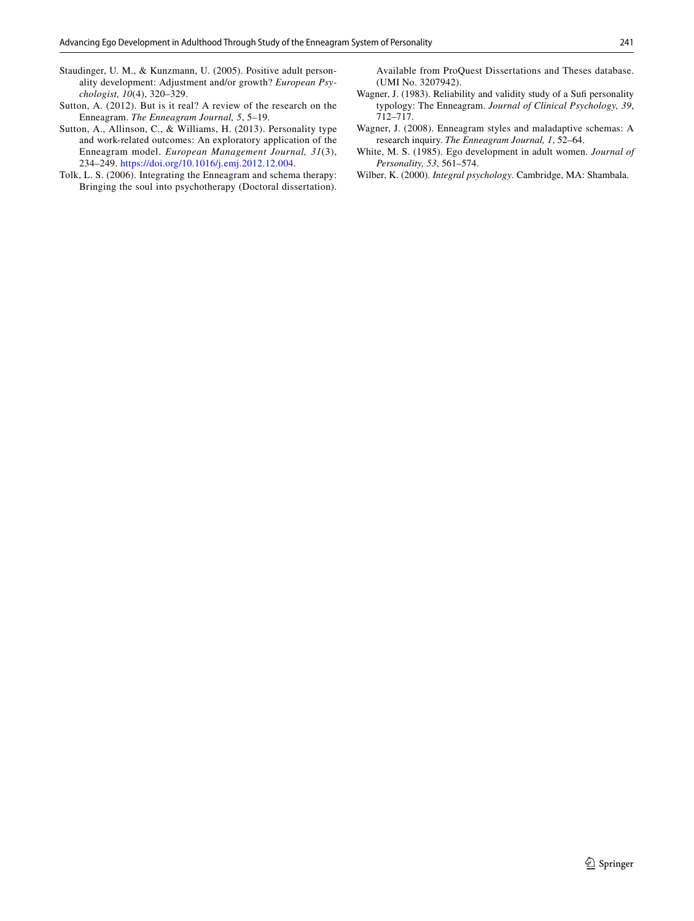Staudinger, U. M., & Kunzmann, U. (2005). Positive adult personality development: Adjustment and/or growth? *European Psychologist, 10*(4), 320–329.

Sutton, A. (2012). But is it real? A review of the research on the Enneagram. *The Enneagram Journal, 5*, 5–19.

Sutton, A., Allinson, C., & Williams, H. (2013). Personality type and work-related outcomes: An exploratory application of the Enneagram model. *European Management Journal, 31*(3), 234–249. https://doi.org/10.1016/j.emj.2012.12.004.

Tolk, L. S. (2006). Integrating the Enneagram and schema therapy: Bringing the soul into psychotherapy (Doctoral dissertation). Available from ProQuest Dissertations and Theses database. (UMI No. 3207942).

Wagner, J. (1983). Reliability and validity study of a Sufi personality typology: The Enneagram. *Journal of Clinical Psychology, 39*, 712–717.

Wagner, J. (2008). Enneagram styles and maladaptive schemas: A research inquiry. *The Enneagram Journal, 1*, 52–64.

White, M. S. (1985). Ego development in adult women. *Journal of Personality, 53*, 561–574.

Wilber, K. (2000). *Integral psychology*. Cambridge, MA: Shambala.